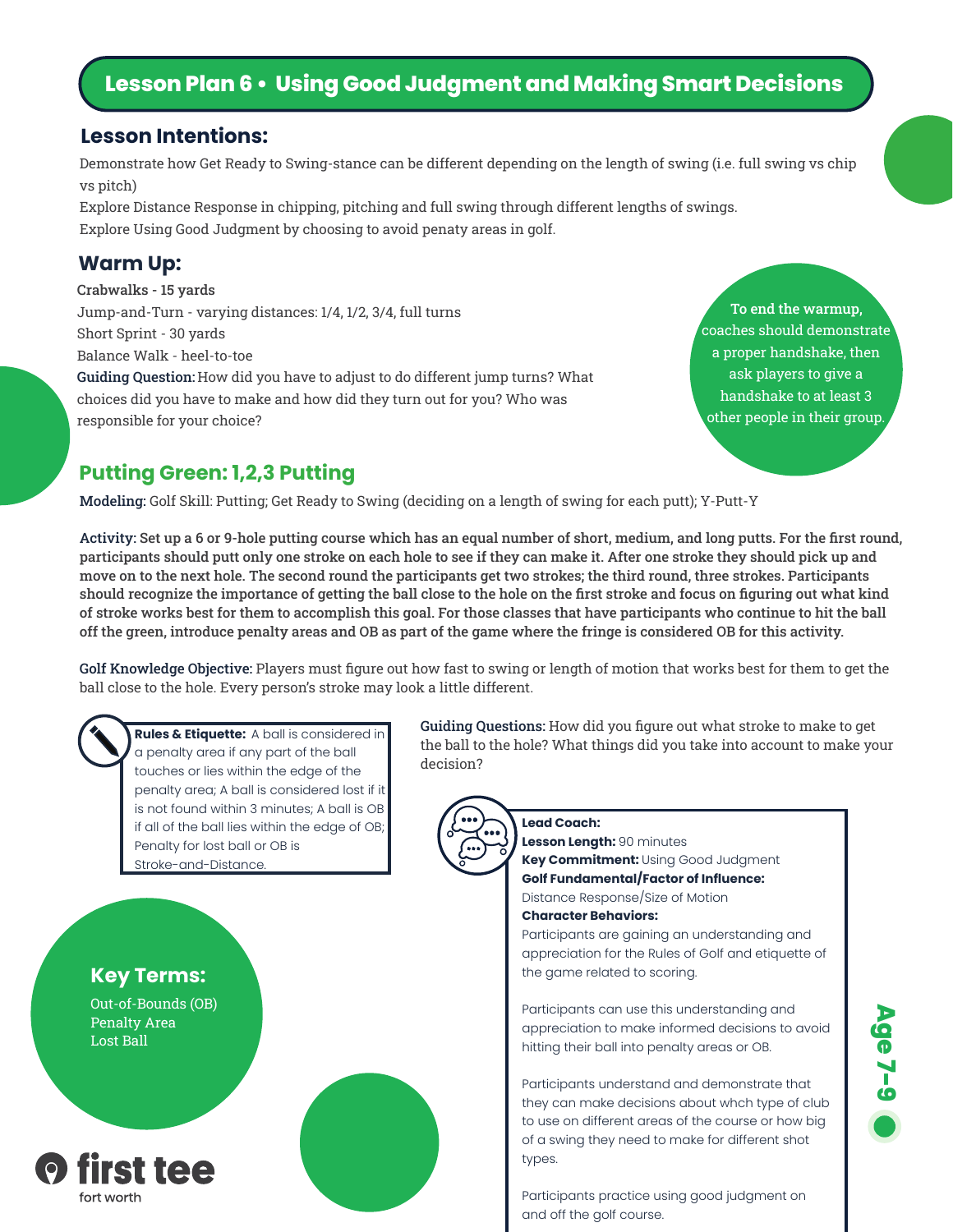# Lesson Plan 6 • Using Good Judgment and Making Smart Decisions

## Lesson Intentions:

Demonstrate how Get Ready to Swing-stance can be different depending on the length of swing (i.e. full swing vs chip vs pitch)

Explore Distance Response in chipping, pitching and full swing through different lengths of swings.

Explore Using Good Judgment by choosing to avoid penaty areas in golf.

## Warm Up:

**Crabwalks - 15 yards**

Jump-and-Turn - varying distances: 1/4, 1/2, 3/4, full turns

Short Sprint - 30 yards

Balance Walk - heel-to-toe

**Guiding Question:** How did you have to adjust to do different jump turns? What choices did you have to make and how did they turn out for you? Who was responsible for your choice?

**To end the warmup,** coaches should demonstrate a proper handshake, then ask players to give a handshake to at least 3 other people in their group.

## Putting Green: 1,2,3 Putting

**Modeling:** Golf Skill: Putting; Get Ready to Swing (deciding on a length of swing for each putt); Y-Putt-Y

**Activity: Set up a 6 or 9-hole putting course which has an equal number of short, medium, and long putts. For the first round, participants should putt only one stroke on each hole to see if they can make it. After one stroke they should pick up and move on to the next hole. The second round the participants get two strokes; the third round, three strokes. Participants should recognize the importance of getting the ball close to the hole on the first stroke and focus on figuring out what kind of stroke works best for them to accomplish this goal. For those classes that have participants who continue to hit the ball off the green, introduce penalty areas and OB as part of the game where the fringe is considered OB for this activity.**

**Golf Knowledge Objective:** Players must figure out how fast to swing or length of motion that works best for them to get the ball close to the hole. Every person's stroke may look a little different.

**Rules & Etiquette:** A ball is considered in a penalty area if any part of the ball touches or lies within the edge of the penalty area; A ball is considered lost if it is not found within 3 minutes; A ball is OB if all of the ball lies within the edge of OB; Penalty for lost ball or OB is Stroke-and-Distance.

**Guiding Questions:** How did you figure out what stroke to make to get the ball to the hole? What things did you take into account to make your decision?

**Lead Coach:**
**Lesson Length:** 90 minutes
**Key Commitment:** Using Good Judgment
**Golf Fundamental/Factor of Influence:**
Distance Response/Size of Motion
**Character Behaviors:**
Participants are gaining an understanding and appreciation for the Rules of Golf and etiquette of the game related to scoring.

Participants can use this understanding and appreciation to make informed decisions to avoid hitting their ball into penalty areas or OB.

Participants understand and demonstrate that they can make decisions about whch type of club to use on different areas of the course or how big of a swing they need to make for different shot types.

Participants practice using good judgment on and off the golf course.

## Key Terms:

Out-of-Bounds (OB)
Penalty Area
Lost Ball

Age 7-9

first tee
fort worth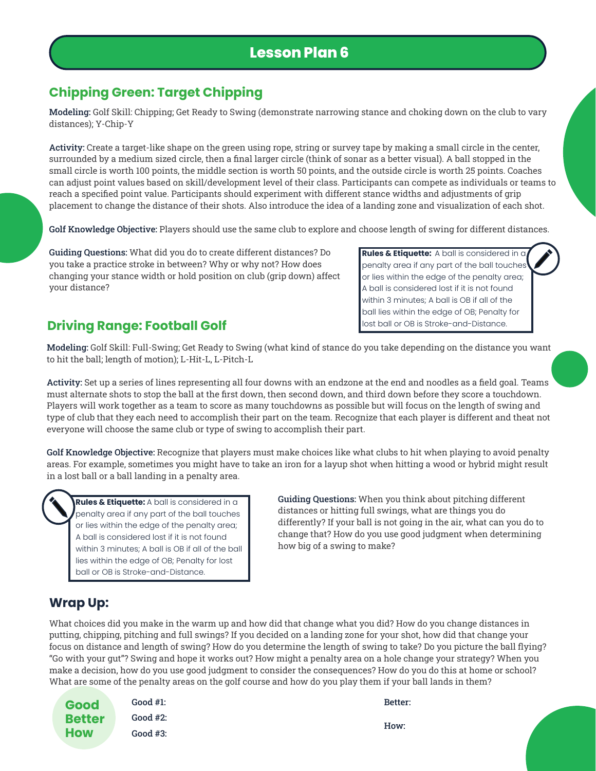# Lesson Plan 6

## Chipping Green: Target Chipping

**Modeling:** Golf Skill: Chipping; Get Ready to Swing (demonstrate narrowing stance and choking down on the club to vary distances); Y-Chip-Y

**Activity:** Create a target-like shape on the green using rope, string or survey tape by making a small circle in the center, surrounded by a medium sized circle, then a final larger circle (think of sonar as a better visual). A ball stopped in the small circle is worth 100 points, the middle section is worth 50 points, and the outside circle is worth 25 points. Coaches can adjust point values based on skill/development level of their class. Participants can compete as individuals or teams to reach a specified point value. Participants should experiment with different stance widths and adjustments of grip placement to change the distance of their shots. Also introduce the idea of a landing zone and visualization of each shot.

**Golf Knowledge Objective:** Players should use the same club to explore and choose length of swing for different distances.

**Guiding Questions:** What did you do to create different distances? Do you take a practice stroke in between? Why or why not? How does changing your stance width or hold position on club (grip down) affect your distance?

**Rules & Etiquette:** A ball is considered in a penalty area if any part of the ball touches or lies within the edge of the penalty area; A ball is considered lost if it is not found within 3 minutes; A ball is OB if all of the ball lies within the edge of OB; Penalty for lost ball or OB is Stroke-and-Distance.

## Driving Range: Football Golf

**Modeling:** Golf Skill: Full-Swing; Get Ready to Swing (what kind of stance do you take depending on the distance you want to hit the ball; length of motion); L-Hit-L, L-Pitch-L

**Activity:** Set up a series of lines representing all four downs with an endzone at the end and noodles as a field goal. Teams must alternate shots to stop the ball at the first down, then second down, and third down before they score a touchdown. Players will work together as a team to score as many touchdowns as possible but will focus on the length of swing and type of club that they each need to accomplish their part on the team. Recognize that each player is different and theat not everyone will choose the same club or type of swing to accomplish their part.

**Golf Knowledge Objective:** Recognize that players must make choices like what clubs to hit when playing to avoid penalty areas. For example, sometimes you might have to take an iron for a layup shot when hitting a wood or hybrid might result in a lost ball or a ball landing in a penalty area.

**Rules & Etiquette:** A ball is considered in a penalty area if any part of the ball touches or lies within the edge of the penalty area; A ball is considered lost if it is not found within 3 minutes; A ball is OB if all of the ball lies within the edge of OB; Penalty for lost ball or OB is Stroke-and-Distance.

**Guiding Questions:** When you think about pitching different distances or hitting full swings, what are things you do differently? If your ball is not going in the air, what can you do to change that? How do you use good judgment when determining how big of a swing to make?

## Wrap Up:

What choices did you make in the warm up and how did that change what you did? How do you change distances in putting, chipping, pitching and full swings? If you decided on a landing zone for your shot, how did that change your focus on distance and length of swing? How do you determine the length of swing to take? Do you picture the ball flying? "Go with your gut"? Swing and hope it works out? How might a penalty area on a hole change your strategy? When you make a decision, how do you use good judgment to consider the consequences? How do you do this at home or school? What are some of the penalty areas on the golf course and how do you play them if your ball lands in them?

**Good Better How**

Good #1:

Good #2:

Good #3:

Better:

How: